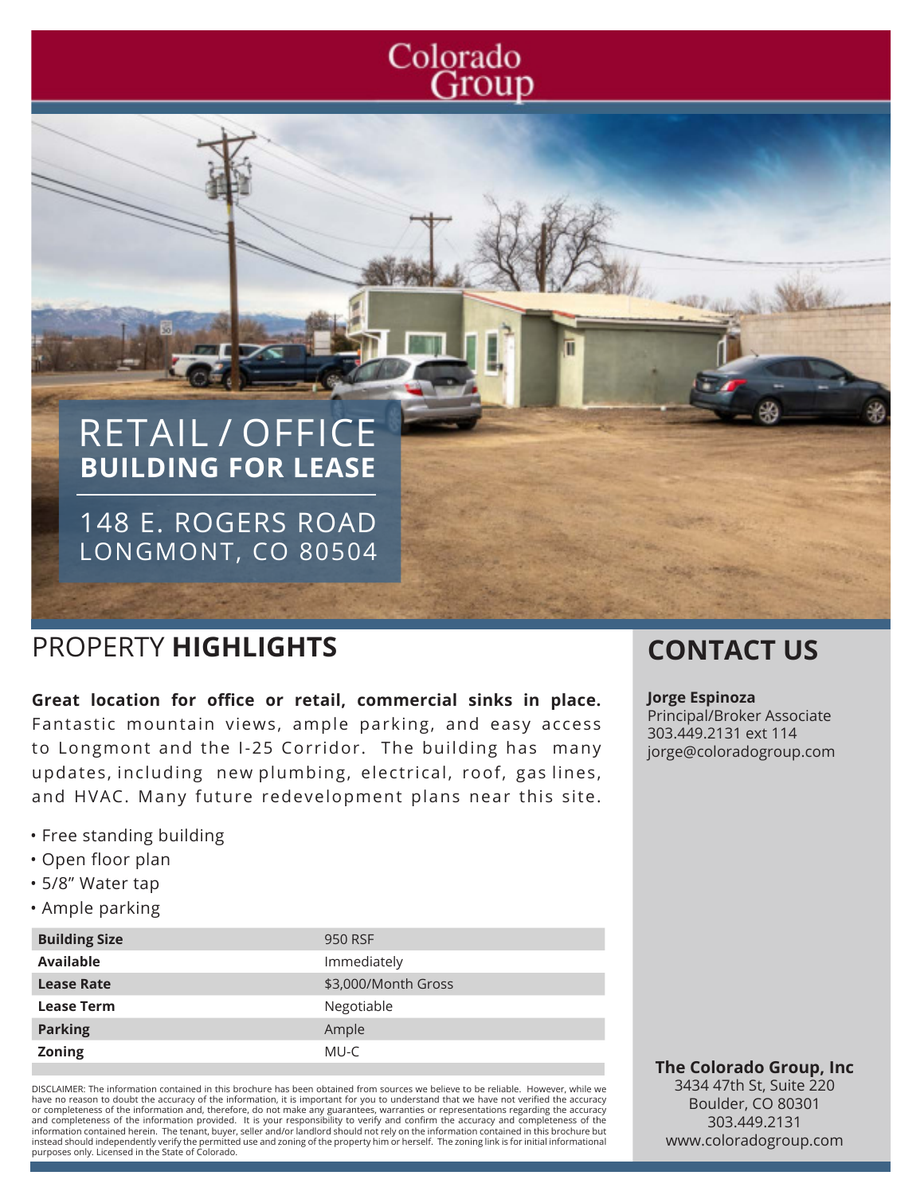# Colorado Group

# RETAIL / OFFICE **BUILDING FOR LEASE**

148 E. ROGERS ROAD
LONGMONT, CO 80504

## PROPERTY **HIGHLIGHTS**

**Great location for office or retail, commercial sinks in place.** Fantastic mountain views, ample parking, and easy access to Longmont and the I-25 Corridor. The building has many updates, including new plumbing, electrical, roof, gas lines, and HVAC. Many future redevelopment plans near this site.

- Free standing building
- Open floor plan
- 5/8" Water tap
- Ample parking

| | |
|---|---|
| **Building Size** | 950 RSF |
| **Available** | Immediately |
| **Lease Rate** | $3,000/Month Gross |
| **Lease Term** | Negotiable |
| **Parking** | Ample |
| **Zoning** | MU-C |

DISCLAIMER: The information contained in this brochure has been obtained from sources we believe to be reliable. However, while we have no reason to doubt the accuracy of the information, it is important for you to understand that we have not verified the accuracy or completeness of the information and, therefore, do not make any guarantees, warranties or representations regarding the accuracy and completeness of the information provided. It is your responsibility to verify and confirm the accuracy and completeness of the information contained herein. The tenant, buyer, seller and/or landlord should not rely on the information contained in this brochure but instead should independently verify the permitted use and zoning of the property him or herself. The zoning link is for initial informational purposes only. Licensed in the State of Colorado.

## CONTACT US

**Jorge Espinoza**
Principal/Broker Associate
303.449.2131 ext 114
jorge@coloradogroup.com

**The Colorado Group, Inc**
3434 47th St, Suite 220
Boulder, CO 80301
303.449.2131
www.coloradogroup.com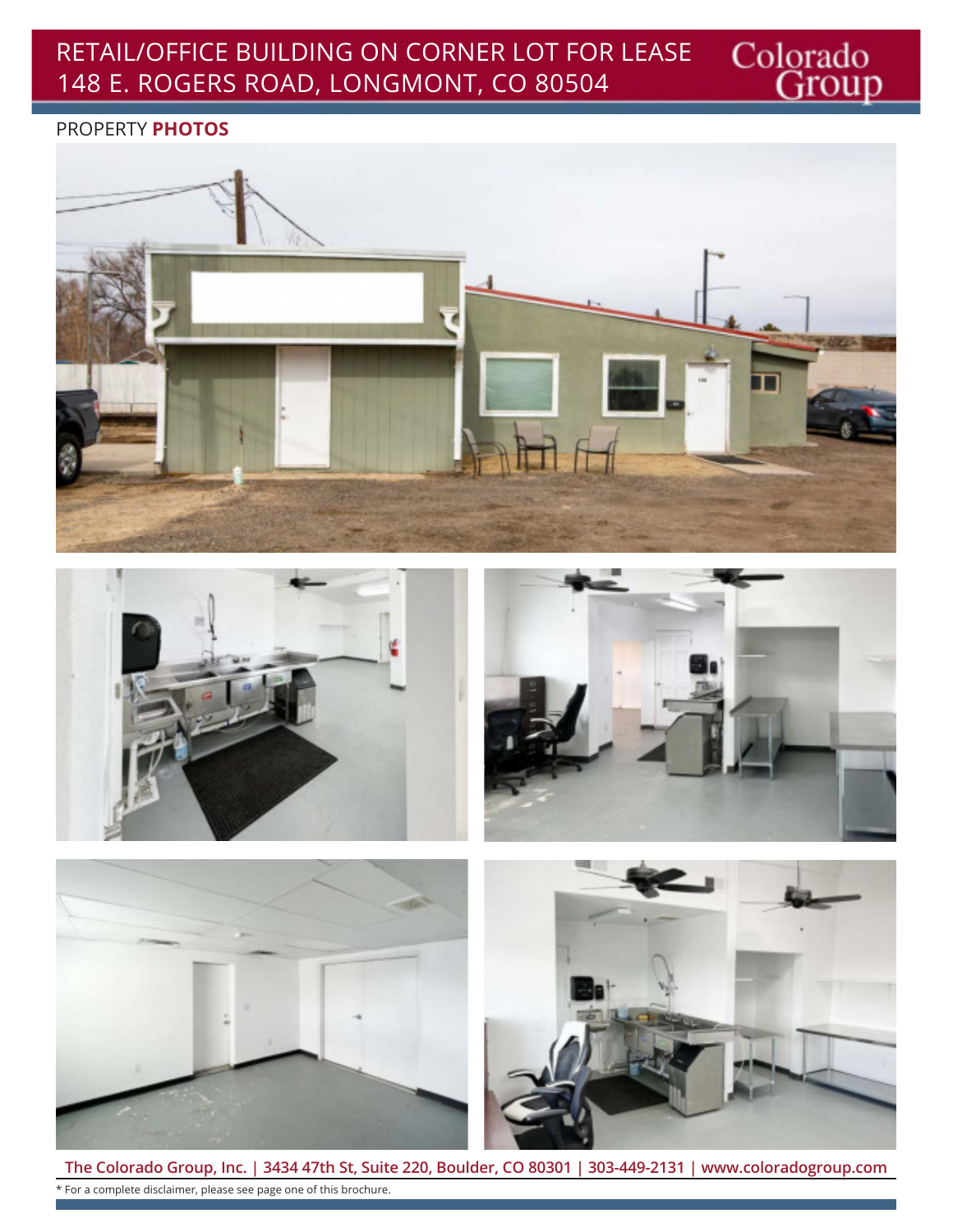# RETAIL/OFFICE BUILDING ON CORNER LOT FOR LEASE
# 148 E. ROGERS ROAD, LONGMONT, CO 80504

PROPERTY **PHOTOS**

**The Colorado Group, Inc. | 3434 47th St, Suite 220, Boulder, CO 80301 | 303-449-2131 | www.coloradogroup.com**

* For a complete disclaimer, please see page one of this brochure.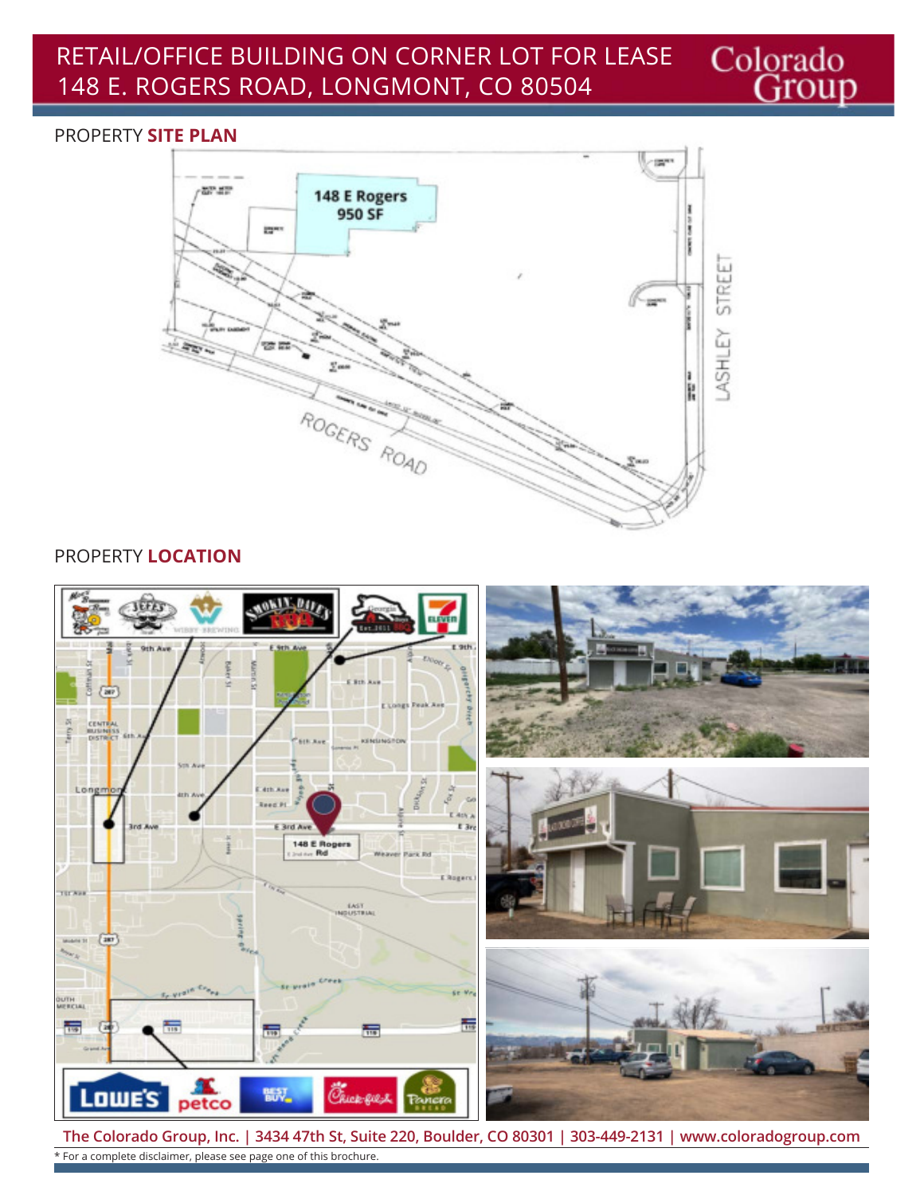# RETAIL/OFFICE BUILDING ON CORNER LOT FOR LEASE
# 148 E. ROGERS ROAD, LONGMONT, CO 80504

## PROPERTY **SITE PLAN**

148 E Rogers
950 SF

LASHLEY STREET

ROGERS ROAD

## PROPERTY **LOCATION**

148 E Rogers Rd

The Colorado Group, Inc. | 3434 47th St, Suite 220, Boulder, CO 80301 | 303-449-2131 | www.coloradogroup.com

* For a complete disclaimer, please see page one of this brochure.